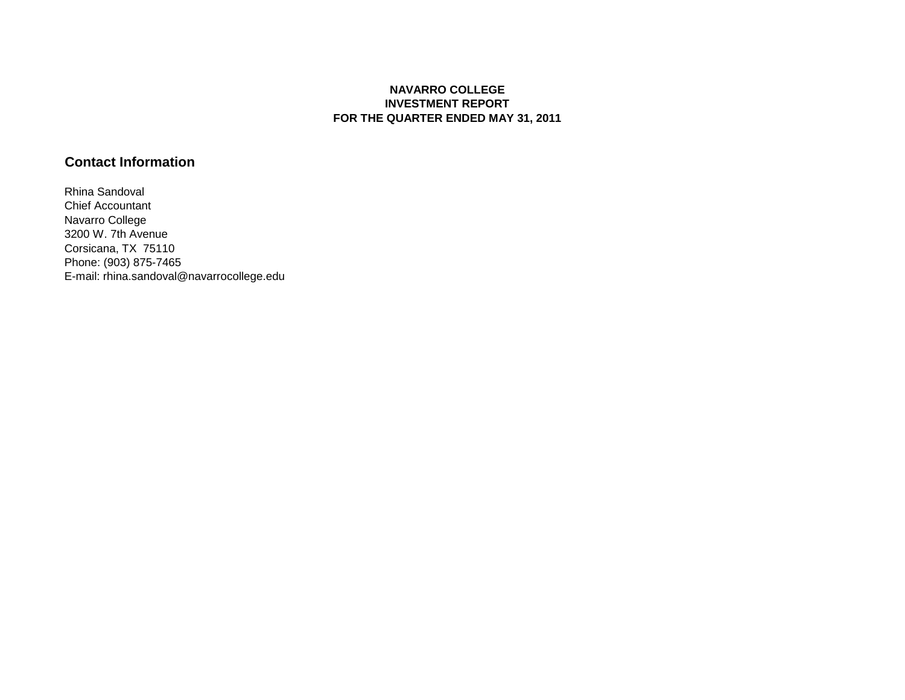**NAVARRO COLLEGE**
**INVESTMENT REPORT**
**FOR THE QUARTER ENDED MAY 31, 2011**

## Contact Information

Rhina Sandoval
Chief Accountant
Navarro College
3200 W. 7th Avenue
Corsicana, TX 75110
Phone: (903) 875-7465
E-mail: rhina.sandoval@navarrocollege.edu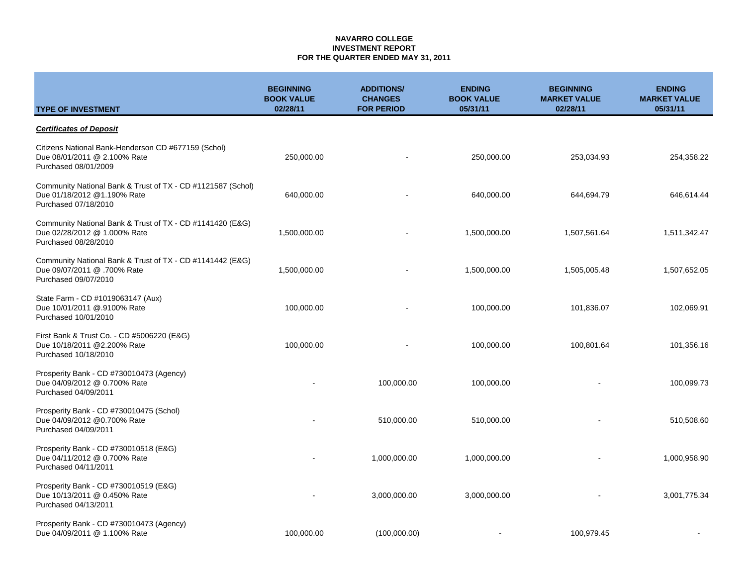**NAVARRO COLLEGE**
**INVESTMENT REPORT**
**FOR THE QUARTER ENDED MAY 31, 2011**

| TYPE OF INVESTMENT | BEGINNING BOOK VALUE 02/28/11 | ADDITIONS/ CHANGES FOR PERIOD | ENDING BOOK VALUE 05/31/11 | BEGINNING MARKET VALUE 02/28/11 | ENDING MARKET VALUE 05/31/11 |
|---|---|---|---|---|---|
| ***Certificates of Deposit*** | | | | | |
| Citizens National Bank-Henderson CD #677159 (Schol) Due 08/01/2011 @ 2.100% Rate Purchased 08/01/2009 | 250,000.00 | - | 250,000.00 | 253,034.93 | 254,358.22 |
| Community National Bank & Trust of TX - CD #1121587 (Schol) Due 01/18/2012 @1.190% Rate Purchased 07/18/2010 | 640,000.00 | - | 640,000.00 | 644,694.79 | 646,614.44 |
| Community National Bank & Trust of TX - CD #1141420 (E&G) Due 02/28/2012 @ 1.000% Rate Purchased 08/28/2010 | 1,500,000.00 | - | 1,500,000.00 | 1,507,561.64 | 1,511,342.47 |
| Community National Bank & Trust of TX - CD #1141442 (E&G) Due 09/07/2011 @ .700% Rate Purchased 09/07/2010 | 1,500,000.00 | - | 1,500,000.00 | 1,505,005.48 | 1,507,652.05 |
| State Farm - CD #1019063147 (Aux) Due 10/01/2011 @.9100% Rate Purchased 10/01/2010 | 100,000.00 | - | 100,000.00 | 101,836.07 | 102,069.91 |
| First Bank & Trust Co. - CD #5006220 (E&G) Due 10/18/2011 @2.200% Rate Purchased 10/18/2010 | 100,000.00 | - | 100,000.00 | 100,801.64 | 101,356.16 |
| Prosperity Bank - CD #730010473 (Agency) Due 04/09/2012 @ 0.700% Rate Purchased 04/09/2011 | - | 100,000.00 | 100,000.00 | - | 100,099.73 |
| Prosperity Bank - CD #730010475 (Schol) Due 04/09/2012 @0.700% Rate Purchased 04/09/2011 | - | 510,000.00 | 510,000.00 | - | 510,508.60 |
| Prosperity Bank - CD #730010518 (E&G) Due 04/11/2012 @ 0.700% Rate Purchased 04/11/2011 | - | 1,000,000.00 | 1,000,000.00 | - | 1,000,958.90 |
| Prosperity Bank - CD #730010519 (E&G) Due 10/13/2011 @ 0.450% Rate Purchased 04/13/2011 | - | 3,000,000.00 | 3,000,000.00 | - | 3,001,775.34 |
| Prosperity Bank - CD #730010473 (Agency) Due 04/09/2011 @ 1.100% Rate | 100,000.00 | (100,000.00) | - | 100,979.45 | - |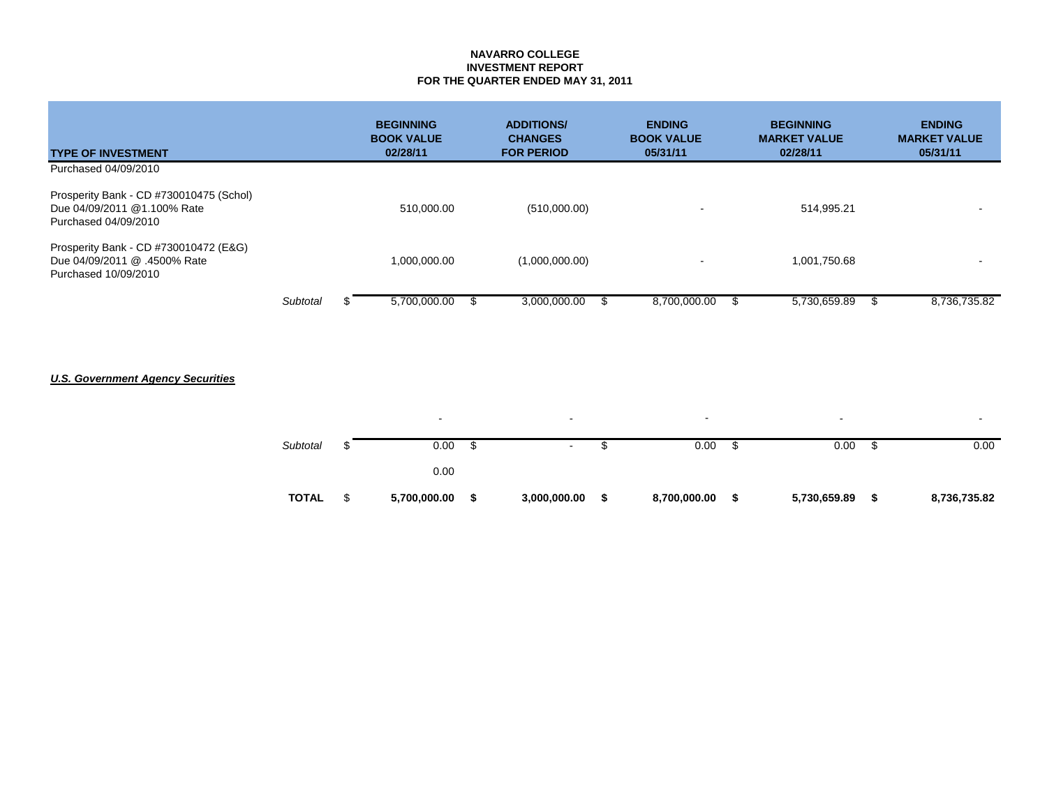**NAVARRO COLLEGE**
**INVESTMENT REPORT**
**FOR THE QUARTER ENDED MAY 31, 2011**

| TYPE OF INVESTMENT | | | BEGINNING BOOK VALUE 02/28/11 | | ADDITIONS/ CHANGES FOR PERIOD | | ENDING BOOK VALUE 05/31/11 | | BEGINNING MARKET VALUE 02/28/11 | | ENDING MARKET VALUE 05/31/11 |
|---|---|---|---|---|---|---|---|---|---|---|---|
| Purchased 04/09/2010 | | | | | | | | | | | |
| Prosperity Bank - CD #730010475 (Schol) Due 04/09/2011 @1.100% Rate Purchased 04/09/2010 | | | 510,000.00 | | (510,000.00) | | - | | 514,995.21 | | - |
| Prosperity Bank - CD #730010472 (E&G) Due 04/09/2011 @ .4500% Rate Purchased 10/09/2010 | | | 1,000,000.00 | | (1,000,000.00) | | - | | 1,001,750.68 | | - |
| | *Subtotal* | $ | 5,700,000.00 | $ | 3,000,000.00 | $ | 8,700,000.00 | $ | 5,730,659.89 | $ | 8,736,735.82 |
| ***U.S. Government Agency Securities*** | | | | | | | | | | | |
| | | | - | | - | | - | | - | | - |
| | *Subtotal* | $ | 0.00 | $ | - | $ | 0.00 | $ | 0.00 | $ | 0.00 |
| | | | 0.00 | | | | | | | | |
| | **TOTAL** | $ | **5,700,000.00** | **$** | **3,000,000.00** | **$** | **8,700,000.00** | **$** | **5,730,659.89** | **$** | **8,736,735.82** |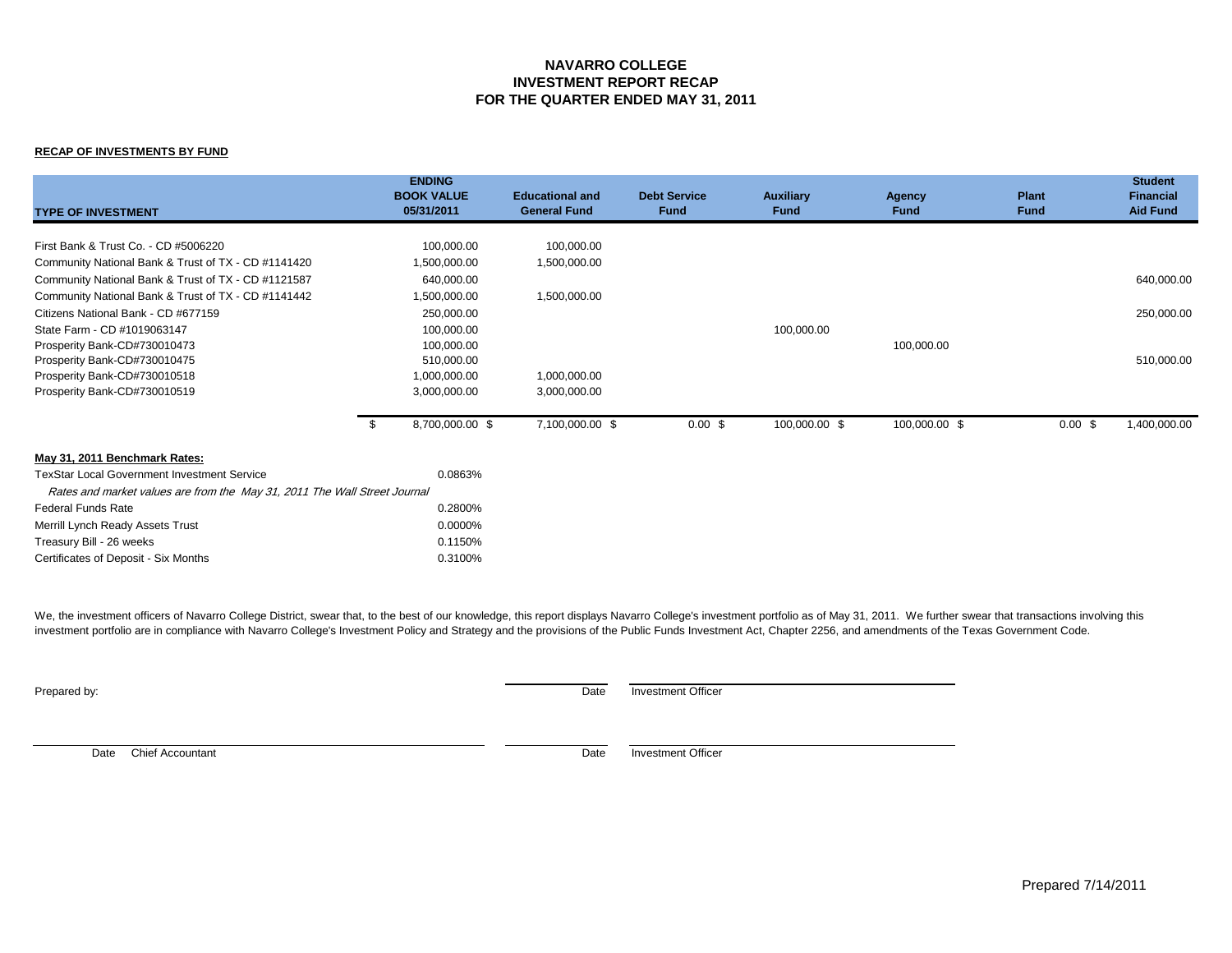# NAVARRO COLLEGE
## INVESTMENT REPORT RECAP
## FOR THE QUARTER ENDED MAY 31, 2011

**RECAP OF INVESTMENTS BY FUND**

| TYPE OF INVESTMENT | ENDING BOOK VALUE 05/31/2011 | Educational and General Fund | Debt Service Fund | Auxiliary Fund | Agency Fund | Plant Fund | Student Financial Aid Fund |
|---|---|---|---|---|---|---|---|
| First Bank & Trust Co. - CD #5006220 | 100,000.00 | 100,000.00 | | | | | |
| Community National Bank & Trust of TX - CD #1141420 | 1,500,000.00 | 1,500,000.00 | | | | | |
| Community National Bank & Trust of TX - CD #1121587 | 640,000.00 | | | | | | 640,000.00 |
| Community National Bank & Trust of TX - CD #1141442 | 1,500,000.00 | 1,500,000.00 | | | | | |
| Citizens National Bank - CD #677159 | 250,000.00 | | | | | | 250,000.00 |
| State Farm - CD #1019063147 | 100,000.00 | | | 100,000.00 | | | |
| Prosperity Bank-CD#730010473 | 100,000.00 | | | | 100,000.00 | | |
| Prosperity Bank-CD#730010475 | 510,000.00 | | | | | | 510,000.00 |
| Prosperity Bank-CD#730010518 | 1,000,000.00 | 1,000,000.00 | | | | | |
| Prosperity Bank-CD#730010519 | 3,000,000.00 | 3,000,000.00 | | | | | |
| | $ 8,700,000.00 | $ 7,100,000.00 | $ 0.00 | $ 100,000.00 | $ 100,000.00 | $ 0.00 | $ 1,400,000.00 |

**May 31, 2011 Benchmark Rates:**

| | |
|---|---|
| TexStar Local Government Investment Service | 0.0863% |
| *Rates and market values are from the May 31, 2011 The Wall Street Journal* | |
| Federal Funds Rate | 0.2800% |
| Merrill Lynch Ready Assets Trust | 0.0000% |
| Treasury Bill - 26 weeks | 0.1150% |
| Certificates of Deposit - Six Months | 0.3100% |

We, the investment officers of Navarro College District, swear that, to the best of our knowledge, this report displays Navarro College's investment portfolio as of May 31, 2011. We further swear that transactions involving this investment portfolio are in compliance with Navarro College's Investment Policy and Strategy and the provisions of the Public Funds Investment Act, Chapter 2256, and amendments of the Texas Government Code.

Prepared by:

Date Investment Officer

Date Chief Accountant

Date Investment Officer

Prepared 7/14/2011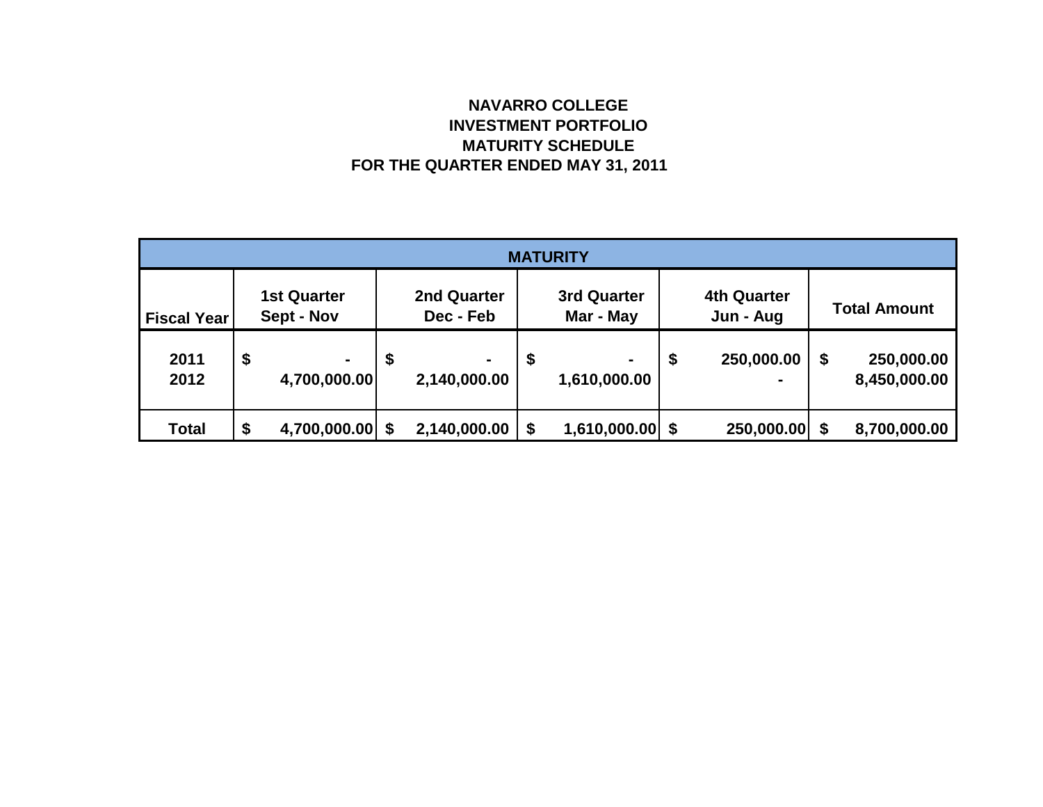# NAVARRO COLLEGE
## INVESTMENT PORTFOLIO
## MATURITY SCHEDULE
## FOR THE QUARTER ENDED MAY 31, 2011

| MATURITY | | | | | |
|---|---|---|---|---|---|
| Fiscal Year | 1st Quarter Sept - Nov | 2nd Quarter Dec - Feb | 3rd Quarter Mar - May | 4th Quarter Jun - Aug | Total Amount |
| 2011 | $ - | $ - | $ - | $ 250,000.00 | $ 250,000.00 |
| 2012 | 4,700,000.00 | 2,140,000.00 | 1,610,000.00 | - | 8,450,000.00 |
| Total | $ 4,700,000.00 | $ 2,140,000.00 | $ 1,610,000.00 | $ 250,000.00 | $ 8,700,000.00 |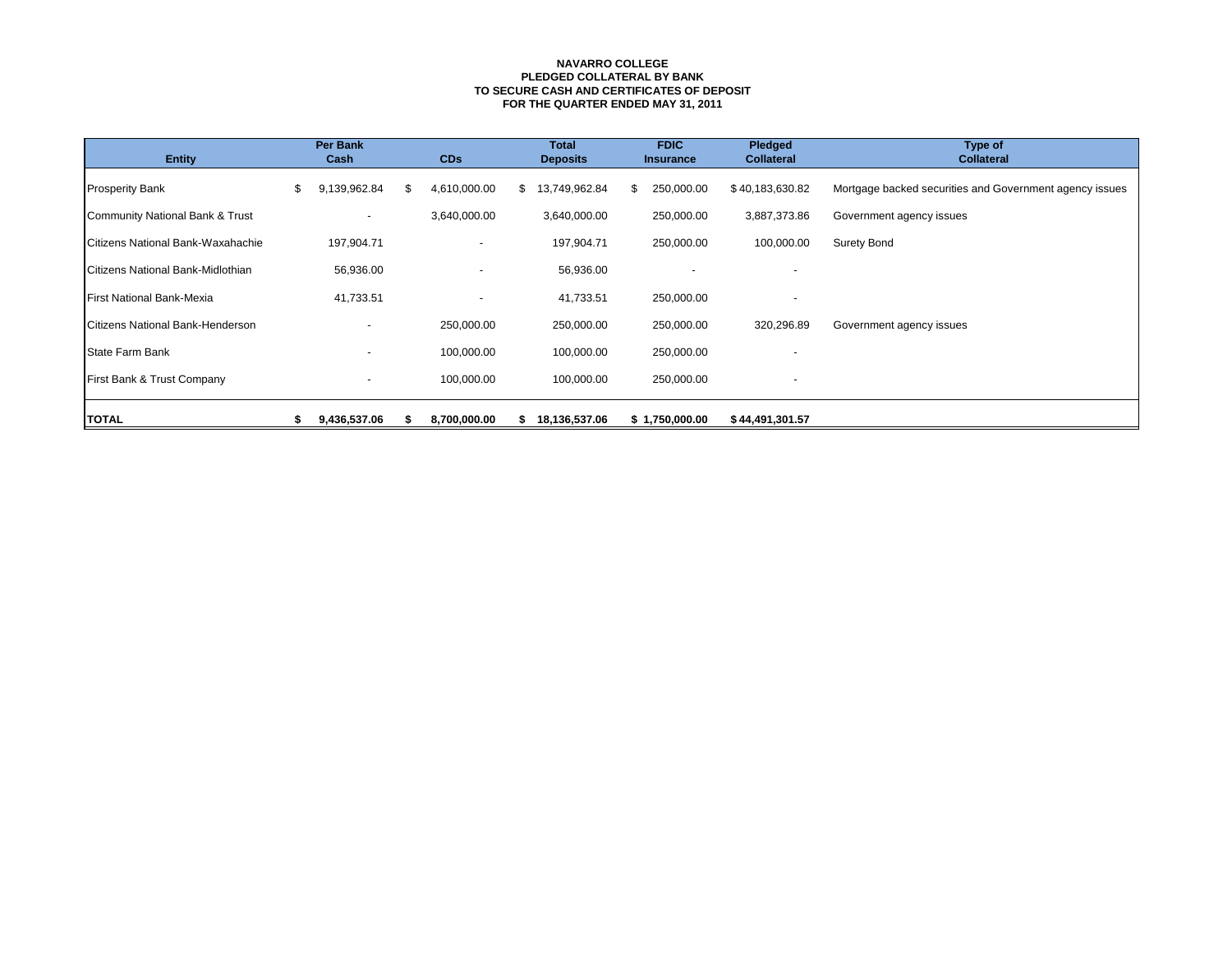**NAVARRO COLLEGE**
**PLEDGED COLLATERAL BY BANK**
**TO SECURE CASH AND CERTIFICATES OF DEPOSIT**
**FOR THE QUARTER ENDED MAY 31, 2011**

| Entity | Per Bank Cash | CDs | Total Deposits | FDIC Insurance | Pledged Collateral | Type of Collateral |
|---|---|---|---|---|---|---|
| Prosperity Bank | $ 9,139,962.84 | $ 4,610,000.00 | $ 13,749,962.84 | $ 250,000.00 | $ 40,183,630.82 | Mortgage backed securities and Government agency issues |
| Community National Bank & Trust | - | 3,640,000.00 | 3,640,000.00 | 250,000.00 | 3,887,373.86 | Government agency issues |
| Citizens National Bank-Waxahachie | 197,904.71 | - | 197,904.71 | 250,000.00 | 100,000.00 | Surety Bond |
| Citizens National Bank-Midlothian | 56,936.00 | - | 56,936.00 | - | - | |
| First National Bank-Mexia | 41,733.51 | - | 41,733.51 | 250,000.00 | - | |
| Citizens National Bank-Henderson | - | 250,000.00 | 250,000.00 | 250,000.00 | 320,296.89 | Government agency issues |
| State Farm Bank | - | 100,000.00 | 100,000.00 | 250,000.00 | - | |
| First Bank & Trust Company | - | 100,000.00 | 100,000.00 | 250,000.00 | - | |
| **TOTAL** | **$ 9,436,537.06** | **$ 8,700,000.00** | **$ 18,136,537.06** | **$ 1,750,000.00** | **$ 44,491,301.57** | |